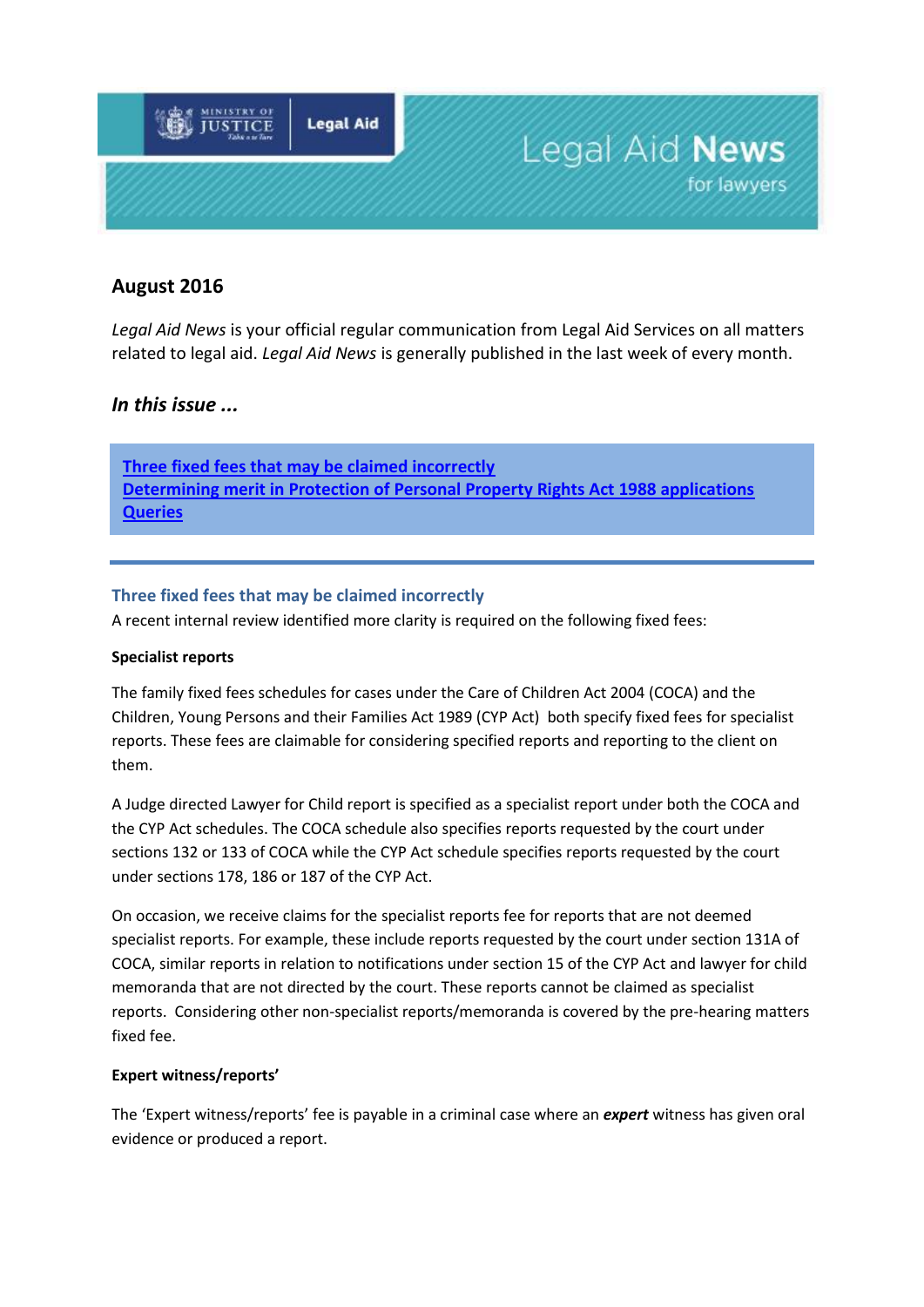# Legal Aid News for lawyers

## August 2016

*Legal Aid News* is your official regular communication from Legal Aid Services on all matters related to legal aid. *Legal Aid News* is generally published in the last week of every month.

### *In this issue ...*

**Three fixed fees that may be claimed incorrectly**
**Determining merit in Protection of Personal Property Rights Act 1988 applications**
**Queries**

---

### Three fixed fees that may be claimed incorrectly

A recent internal review identified more clarity is required on the following fixed fees:

**Specialist reports**

The family fixed fees schedules for cases under the Care of Children Act 2004 (COCA) and the Children, Young Persons and their Families Act 1989 (CYP Act) both specify fixed fees for specialist reports. These fees are claimable for considering specified reports and reporting to the client on them.

A Judge directed Lawyer for Child report is specified as a specialist report under both the COCA and the CYP Act schedules. The COCA schedule also specifies reports requested by the court under sections 132 or 133 of COCA while the CYP Act schedule specifies reports requested by the court under sections 178, 186 or 187 of the CYP Act.

On occasion, we receive claims for the specialist reports fee for reports that are not deemed specialist reports. For example, these include reports requested by the court under section 131A of COCA, similar reports in relation to notifications under section 15 of the CYP Act and lawyer for child memoranda that are not directed by the court. These reports cannot be claimed as specialist reports. Considering other non-specialist reports/memoranda is covered by the pre-hearing matters fixed fee.

**Expert witness/reports'**

The 'Expert witness/reports' fee is payable in a criminal case where an ***expert*** witness has given oral evidence or produced a report.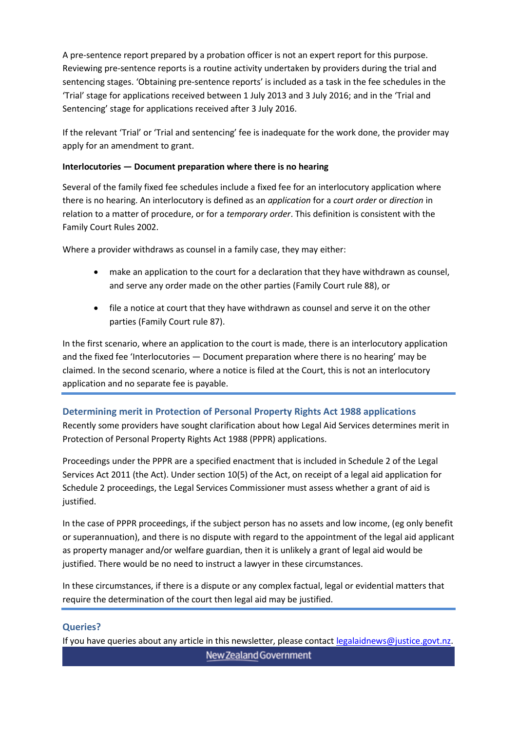A pre-sentence report prepared by a probation officer is not an expert report for this purpose. Reviewing pre-sentence reports is a routine activity undertaken by providers during the trial and sentencing stages. 'Obtaining pre-sentence reports' is included as a task in the fee schedules in the 'Trial' stage for applications received between 1 July 2013 and 3 July 2016; and in the 'Trial and Sentencing' stage for applications received after 3 July 2016.

If the relevant 'Trial' or 'Trial and sentencing' fee is inadequate for the work done, the provider may apply for an amendment to grant.

**Interlocutories — Document preparation where there is no hearing**

Several of the family fixed fee schedules include a fixed fee for an interlocutory application where there is no hearing. An interlocutory is defined as an *application* for a *court order* or *direction* in relation to a matter of procedure, or for a *temporary order*. This definition is consistent with the Family Court Rules 2002.

Where a provider withdraws as counsel in a family case, they may either:

- make an application to the court for a declaration that they have withdrawn as counsel, and serve any order made on the other parties (Family Court rule 88), or
- file a notice at court that they have withdrawn as counsel and serve it on the other parties (Family Court rule 87).

In the first scenario, where an application to the court is made, there is an interlocutory application and the fixed fee 'Interlocutories — Document preparation where there is no hearing' may be claimed. In the second scenario, where a notice is filed at the Court, this is not an interlocutory application and no separate fee is payable.

## Determining merit in Protection of Personal Property Rights Act 1988 applications

Recently some providers have sought clarification about how Legal Aid Services determines merit in Protection of Personal Property Rights Act 1988 (PPPR) applications.

Proceedings under the PPPR are a specified enactment that is included in Schedule 2 of the Legal Services Act 2011 (the Act). Under section 10(5) of the Act, on receipt of a legal aid application for Schedule 2 proceedings, the Legal Services Commissioner must assess whether a grant of aid is justified.

In the case of PPPR proceedings, if the subject person has no assets and low income, (eg only benefit or superannuation), and there is no dispute with regard to the appointment of the legal aid applicant as property manager and/or welfare guardian, then it is unlikely a grant of legal aid would be justified. There would be no need to instruct a lawyer in these circumstances.

In these circumstances, if there is a dispute or any complex factual, legal or evidential matters that require the determination of the court then legal aid may be justified.

## Queries?

If you have queries about any article in this newsletter, please contact legalaidnews@justice.govt.nz.